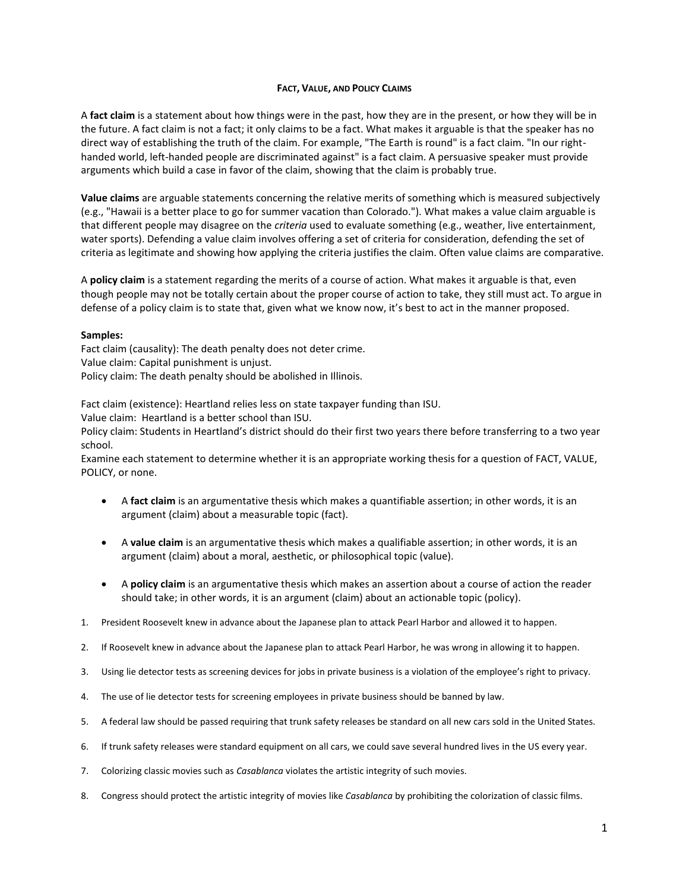# FACT, VALUE, AND POLICY CLAIMS

A **fact claim** is a statement about how things were in the past, how they are in the present, or how they will be in the future. A fact claim is not a fact; it only claims to be a fact. What makes it arguable is that the speaker has no direct way of establishing the truth of the claim. For example, "The Earth is round" is a fact claim. "In our right-handed world, left-handed people are discriminated against" is a fact claim. A persuasive speaker must provide arguments which build a case in favor of the claim, showing that the claim is probably true.

**Value claims** are arguable statements concerning the relative merits of something which is measured subjectively (e.g., "Hawaii is a better place to go for summer vacation than Colorado."). What makes a value claim arguable is that different people may disagree on the *criteria* used to evaluate something (e.g., weather, live entertainment, water sports). Defending a value claim involves offering a set of criteria for consideration, defending the set of criteria as legitimate and showing how applying the criteria justifies the claim. Often value claims are comparative.

A **policy claim** is a statement regarding the merits of a course of action. What makes it arguable is that, even though people may not be totally certain about the proper course of action to take, they still must act. To argue in defense of a policy claim is to state that, given what we know now, it's best to act in the manner proposed.

**Samples:**
Fact claim (causality): The death penalty does not deter crime.
Value claim: Capital punishment is unjust.
Policy claim: The death penalty should be abolished in Illinois.

Fact claim (existence): Heartland relies less on state taxpayer funding than ISU.
Value claim: Heartland is a better school than ISU.
Policy claim: Students in Heartland's district should do their first two years there before transferring to a two year school.
Examine each statement to determine whether it is an appropriate working thesis for a question of FACT, VALUE, POLICY, or none.

- A **fact claim** is an argumentative thesis which makes a quantifiable assertion; in other words, it is an argument (claim) about a measurable topic (fact).
- A **value claim** is an argumentative thesis which makes a qualifiable assertion; in other words, it is an argument (claim) about a moral, aesthetic, or philosophical topic (value).
- A **policy claim** is an argumentative thesis which makes an assertion about a course of action the reader should take; in other words, it is an argument (claim) about an actionable topic (policy).

1. President Roosevelt knew in advance about the Japanese plan to attack Pearl Harbor and allowed it to happen.
2. If Roosevelt knew in advance about the Japanese plan to attack Pearl Harbor, he was wrong in allowing it to happen.
3. Using lie detector tests as screening devices for jobs in private business is a violation of the employee's right to privacy.
4. The use of lie detector tests for screening employees in private business should be banned by law.
5. A federal law should be passed requiring that trunk safety releases be standard on all new cars sold in the United States.
6. If trunk safety releases were standard equipment on all cars, we could save several hundred lives in the US every year.
7. Colorizing classic movies such as *Casablanca* violates the artistic integrity of such movies.
8. Congress should protect the artistic integrity of movies like *Casablanca* by prohibiting the colorization of classic films.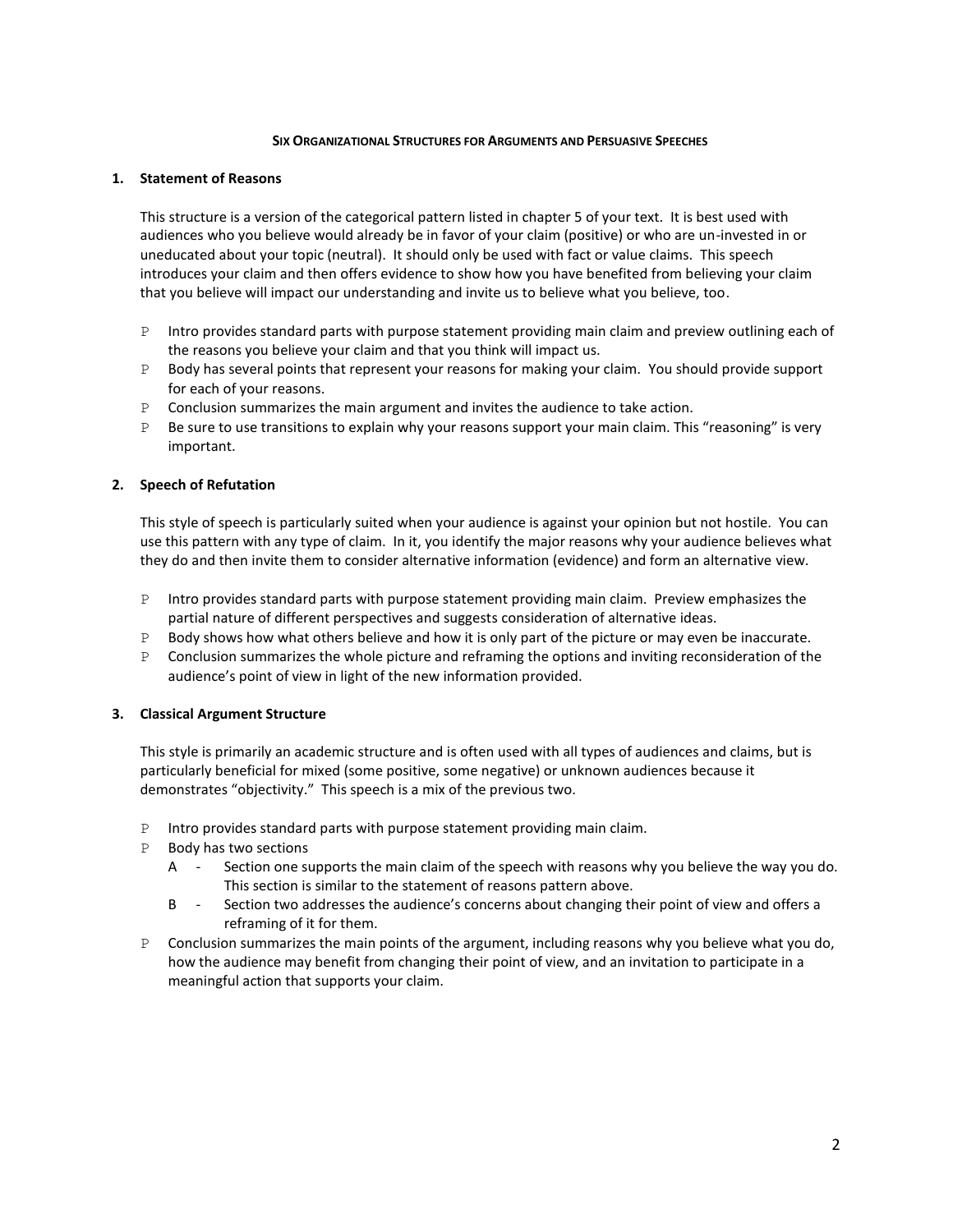**SIX ORGANIZATIONAL STRUCTURES FOR ARGUMENTS AND PERSUASIVE SPEECHES**

**1. Statement of Reasons**

This structure is a version of the categorical pattern listed in chapter 5 of your text. It is best used with audiences who you believe would already be in favor of your claim (positive) or who are un-invested in or uneducated about your topic (neutral). It should only be used with fact or value claims. This speech introduces your claim and then offers evidence to show how you have benefited from believing your claim that you believe will impact our understanding and invite us to believe what you believe, too.

- Intro provides standard parts with purpose statement providing main claim and preview outlining each of the reasons you believe your claim and that you think will impact us.
- Body has several points that represent your reasons for making your claim. You should provide support for each of your reasons.
- Conclusion summarizes the main argument and invites the audience to take action.
- Be sure to use transitions to explain why your reasons support your main claim. This "reasoning" is very important.

**2. Speech of Refutation**

This style of speech is particularly suited when your audience is against your opinion but not hostile. You can use this pattern with any type of claim. In it, you identify the major reasons why your audience believes what they do and then invite them to consider alternative information (evidence) and form an alternative view.

- Intro provides standard parts with purpose statement providing main claim. Preview emphasizes the partial nature of different perspectives and suggests consideration of alternative ideas.
- Body shows how what others believe and how it is only part of the picture or may even be inaccurate.
- Conclusion summarizes the whole picture and reframing the options and inviting reconsideration of the audience's point of view in light of the new information provided.

**3. Classical Argument Structure**

This style is primarily an academic structure and is often used with all types of audiences and claims, but is particularly beneficial for mixed (some positive, some negative) or unknown audiences because it demonstrates "objectivity." This speech is a mix of the previous two.

- Intro provides standard parts with purpose statement providing main claim.
- Body has two sections
  - A - Section one supports the main claim of the speech with reasons why you believe the way you do. This section is similar to the statement of reasons pattern above.
  - B - Section two addresses the audience's concerns about changing their point of view and offers a reframing of it for them.
- Conclusion summarizes the main points of the argument, including reasons why you believe what you do, how the audience may benefit from changing their point of view, and an invitation to participate in a meaningful action that supports your claim.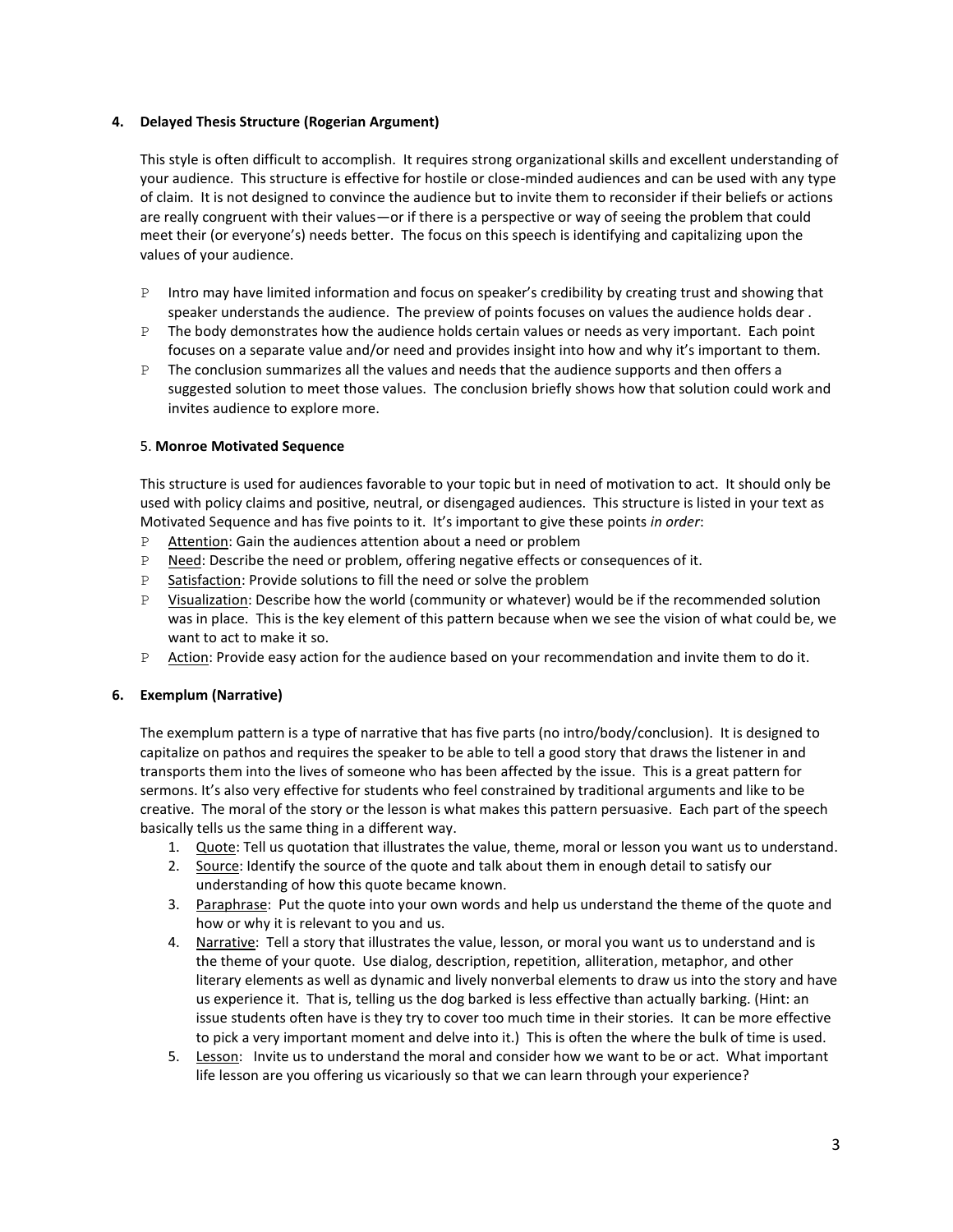**4. Delayed Thesis Structure (Rogerian Argument)**

This style is often difficult to accomplish. It requires strong organizational skills and excellent understanding of your audience. This structure is effective for hostile or close-minded audiences and can be used with any type of claim. It is not designed to convince the audience but to invite them to reconsider if their beliefs or actions are really congruent with their values—or if there is a perspective or way of seeing the problem that could meet their (or everyone's) needs better. The focus on this speech is identifying and capitalizing upon the values of your audience.

- Intro may have limited information and focus on speaker's credibility by creating trust and showing that speaker understands the audience. The preview of points focuses on values the audience holds dear .
- The body demonstrates how the audience holds certain values or needs as very important. Each point focuses on a separate value and/or need and provides insight into how and why it's important to them.
- The conclusion summarizes all the values and needs that the audience supports and then offers a suggested solution to meet those values. The conclusion briefly shows how that solution could work and invites audience to explore more.

5. **Monroe Motivated Sequence**

This structure is used for audiences favorable to your topic but in need of motivation to act. It should only be used with policy claims and positive, neutral, or disengaged audiences. This structure is listed in your text as Motivated Sequence and has five points to it. It's important to give these points *in order*:

- Attention: Gain the audiences attention about a need or problem
- Need: Describe the need or problem, offering negative effects or consequences of it.
- Satisfaction: Provide solutions to fill the need or solve the problem
- Visualization: Describe how the world (community or whatever) would be if the recommended solution was in place. This is the key element of this pattern because when we see the vision of what could be, we want to act to make it so.
- Action: Provide easy action for the audience based on your recommendation and invite them to do it.

**6. Exemplum (Narrative)**

The exemplum pattern is a type of narrative that has five parts (no intro/body/conclusion). It is designed to capitalize on pathos and requires the speaker to be able to tell a good story that draws the listener in and transports them into the lives of someone who has been affected by the issue. This is a great pattern for sermons. It's also very effective for students who feel constrained by traditional arguments and like to be creative. The moral of the story or the lesson is what makes this pattern persuasive. Each part of the speech basically tells us the same thing in a different way.

1. Quote: Tell us quotation that illustrates the value, theme, moral or lesson you want us to understand.
2. Source: Identify the source of the quote and talk about them in enough detail to satisfy our understanding of how this quote became known.
3. Paraphrase: Put the quote into your own words and help us understand the theme of the quote and how or why it is relevant to you and us.
4. Narrative: Tell a story that illustrates the value, lesson, or moral you want us to understand and is the theme of your quote. Use dialog, description, repetition, alliteration, metaphor, and other literary elements as well as dynamic and lively nonverbal elements to draw us into the story and have us experience it. That is, telling us the dog barked is less effective than actually barking. (Hint: an issue students often have is they try to cover too much time in their stories. It can be more effective to pick a very important moment and delve into it.) This is often the where the bulk of time is used.
5. Lesson: Invite us to understand the moral and consider how we want to be or act. What important life lesson are you offering us vicariously so that we can learn through your experience?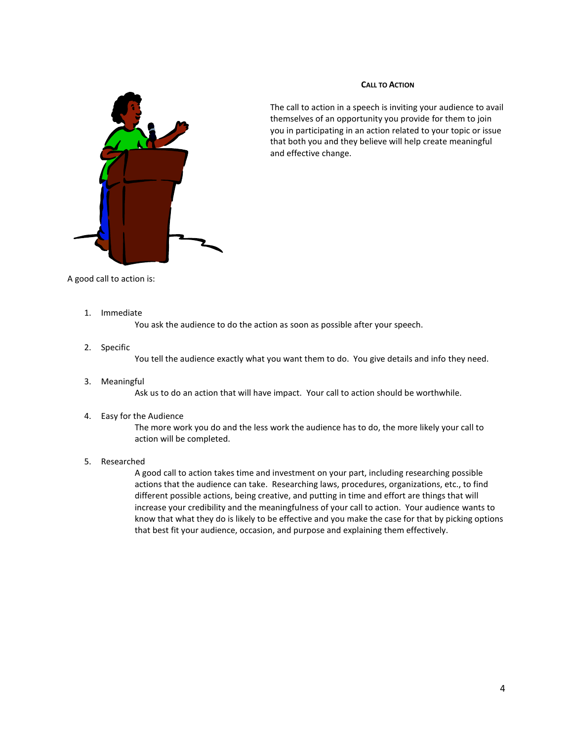## Call to Action

The call to action in a speech is inviting your audience to avail themselves of an opportunity you provide for them to join you in participating in an action related to your topic or issue that both you and they believe will help create meaningful and effective change.

A good call to action is:

1. Immediate
   You ask the audience to do the action as soon as possible after your speech.

2. Specific
   You tell the audience exactly what you want them to do. You give details and info they need.

3. Meaningful
   Ask us to do an action that will have impact. Your call to action should be worthwhile.

4. Easy for the Audience
   The more work you do and the less work the audience has to do, the more likely your call to action will be completed.

5. Researched
   A good call to action takes time and investment on your part, including researching possible actions that the audience can take. Researching laws, procedures, organizations, etc., to find different possible actions, being creative, and putting in time and effort are things that will increase your credibility and the meaningfulness of your call to action. Your audience wants to know that what they do is likely to be effective and you make the case for that by picking options that best fit your audience, occasion, and purpose and explaining them effectively.